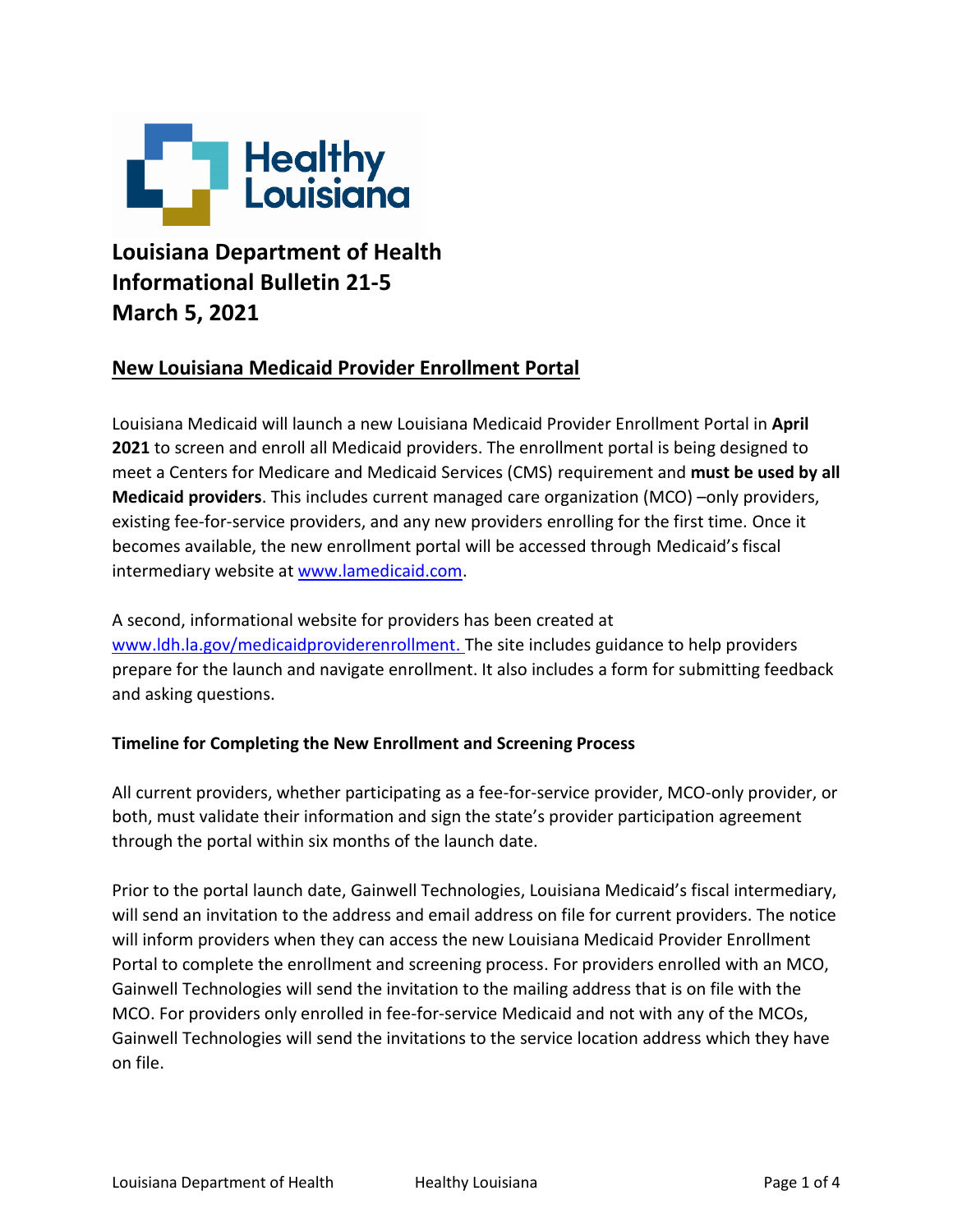# Louisiana Department of Health
# Informational Bulletin 21-5
# March 5, 2021

## New Louisiana Medicaid Provider Enrollment Portal

Louisiana Medicaid will launch a new Louisiana Medicaid Provider Enrollment Portal in **April 2021** to screen and enroll all Medicaid providers. The enrollment portal is being designed to meet a Centers for Medicare and Medicaid Services (CMS) requirement and **must be used by all Medicaid providers**. This includes current managed care organization (MCO) –only providers, existing fee-for-service providers, and any new providers enrolling for the first time. Once it becomes available, the new enrollment portal will be accessed through Medicaid's fiscal intermediary website at [www.lamedicaid.com](http://www.lamedicaid.com).

A second, informational website for providers has been created at [www.ldh.la.gov/medicaidproviderenrollment.](http://www.ldh.la.gov/medicaidproviderenrollment) The site includes guidance to help providers prepare for the launch and navigate enrollment. It also includes a form for submitting feedback and asking questions.

### Timeline for Completing the New Enrollment and Screening Process

All current providers, whether participating as a fee-for-service provider, MCO-only provider, or both, must validate their information and sign the state's provider participation agreement through the portal within six months of the launch date.

Prior to the portal launch date, Gainwell Technologies, Louisiana Medicaid's fiscal intermediary, will send an invitation to the address and email address on file for current providers. The notice will inform providers when they can access the new Louisiana Medicaid Provider Enrollment Portal to complete the enrollment and screening process. For providers enrolled with an MCO, Gainwell Technologies will send the invitation to the mailing address that is on file with the MCO. For providers only enrolled in fee-for-service Medicaid and not with any of the MCOs, Gainwell Technologies will send the invitations to the service location address which they have on file.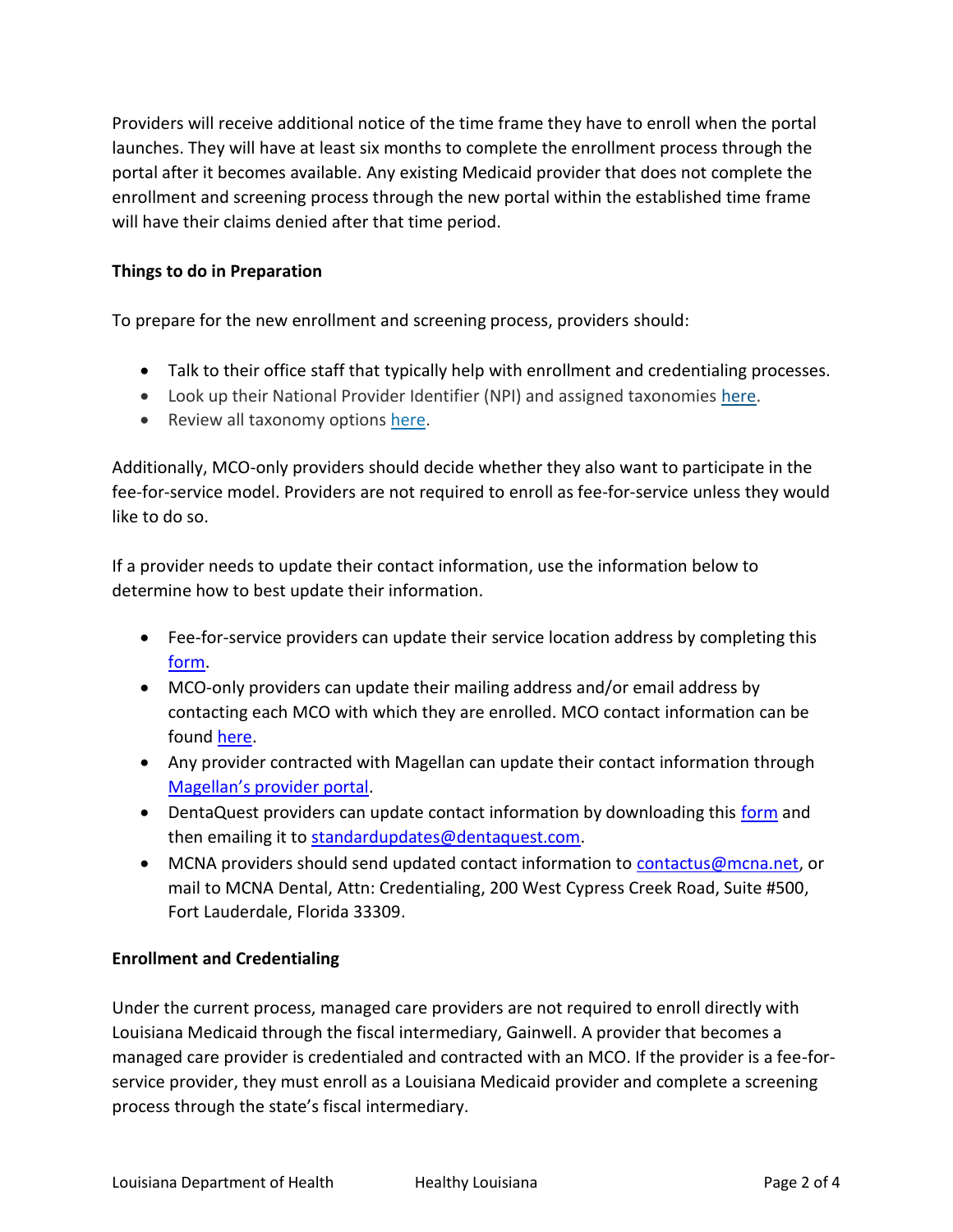Providers will receive additional notice of the time frame they have to enroll when the portal launches. They will have at least six months to complete the enrollment process through the portal after it becomes available. Any existing Medicaid provider that does not complete the enrollment and screening process through the new portal within the established time frame will have their claims denied after that time period.

**Things to do in Preparation**

To prepare for the new enrollment and screening process, providers should:

- Talk to their office staff that typically help with enrollment and credentialing processes.
- Look up their National Provider Identifier (NPI) and assigned taxonomies here.
- Review all taxonomy options here.

Additionally, MCO-only providers should decide whether they also want to participate in the fee-for-service model. Providers are not required to enroll as fee-for-service unless they would like to do so.

If a provider needs to update their contact information, use the information below to determine how to best update their information.

- Fee-for-service providers can update their service location address by completing this form.
- MCO-only providers can update their mailing address and/or email address by contacting each MCO with which they are enrolled. MCO contact information can be found here.
- Any provider contracted with Magellan can update their contact information through Magellan's provider portal.
- DentaQuest providers can update contact information by downloading this form and then emailing it to standardupdates@dentaquest.com.
- MCNA providers should send updated contact information to contactus@mcna.net, or mail to MCNA Dental, Attn: Credentialing, 200 West Cypress Creek Road, Suite #500, Fort Lauderdale, Florida 33309.

**Enrollment and Credentialing**

Under the current process, managed care providers are not required to enroll directly with Louisiana Medicaid through the fiscal intermediary, Gainwell. A provider that becomes a managed care provider is credentialed and contracted with an MCO. If the provider is a fee-for-service provider, they must enroll as a Louisiana Medicaid provider and complete a screening process through the state's fiscal intermediary.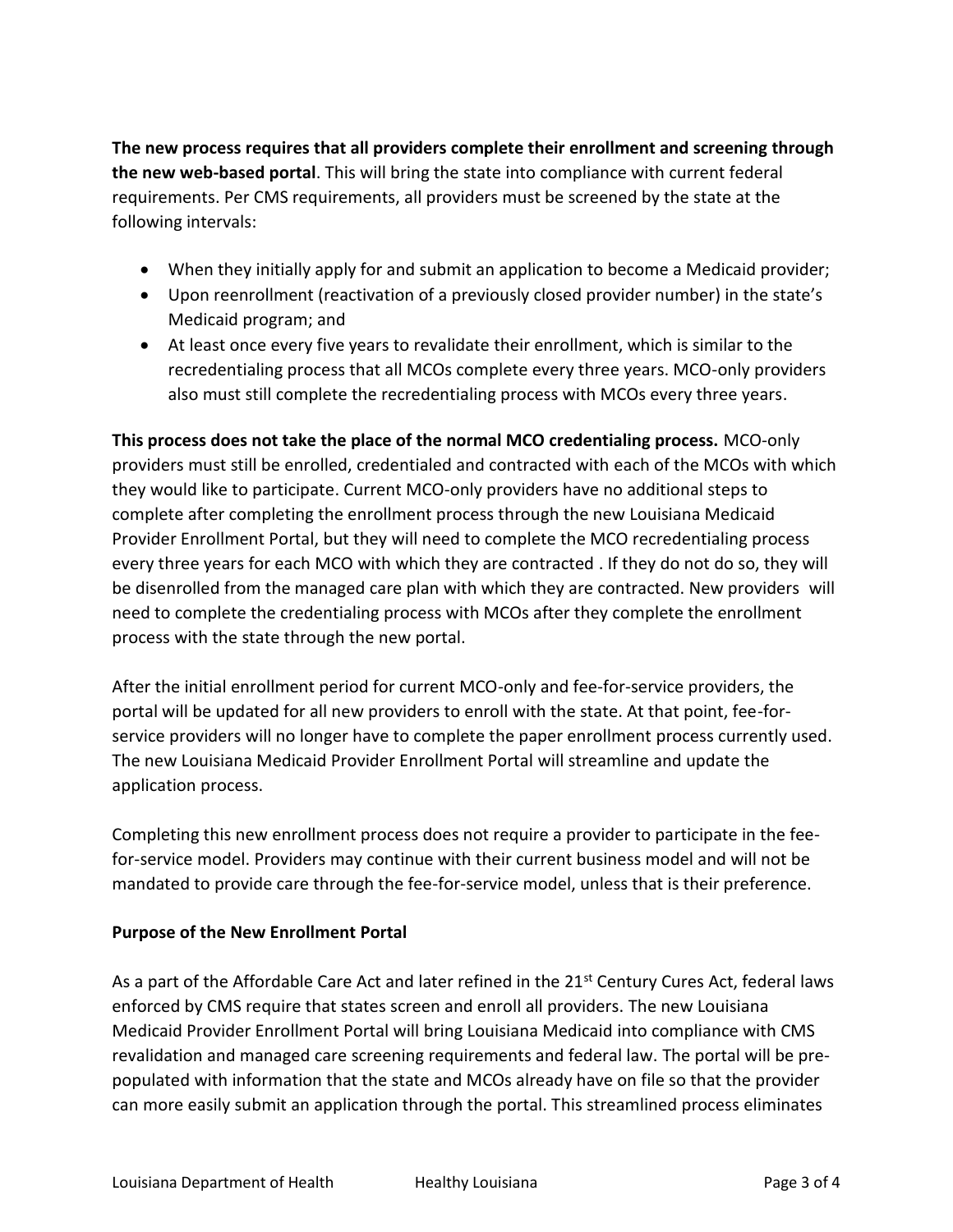**The new process requires that all providers complete their enrollment and screening through the new web-based portal**. This will bring the state into compliance with current federal requirements. Per CMS requirements, all providers must be screened by the state at the following intervals:

- When they initially apply for and submit an application to become a Medicaid provider;
- Upon reenrollment (reactivation of a previously closed provider number) in the state's Medicaid program; and
- At least once every five years to revalidate their enrollment, which is similar to the recredentialing process that all MCOs complete every three years. MCO-only providers also must still complete the recredentialing process with MCOs every three years.

**This process does not take the place of the normal MCO credentialing process.** MCO-only providers must still be enrolled, credentialed and contracted with each of the MCOs with which they would like to participate. Current MCO-only providers have no additional steps to complete after completing the enrollment process through the new Louisiana Medicaid Provider Enrollment Portal, but they will need to complete the MCO recredentialing process every three years for each MCO with which they are contracted . If they do not do so, they will be disenrolled from the managed care plan with which they are contracted. New providers will need to complete the credentialing process with MCOs after they complete the enrollment process with the state through the new portal.

After the initial enrollment period for current MCO-only and fee-for-service providers, the portal will be updated for all new providers to enroll with the state. At that point, fee-for-service providers will no longer have to complete the paper enrollment process currently used. The new Louisiana Medicaid Provider Enrollment Portal will streamline and update the application process.

Completing this new enrollment process does not require a provider to participate in the fee-for-service model. Providers may continue with their current business model and will not be mandated to provide care through the fee-for-service model, unless that is their preference.

**Purpose of the New Enrollment Portal**

As a part of the Affordable Care Act and later refined in the 21st Century Cures Act, federal laws enforced by CMS require that states screen and enroll all providers. The new Louisiana Medicaid Provider Enrollment Portal will bring Louisiana Medicaid into compliance with CMS revalidation and managed care screening requirements and federal law. The portal will be pre-populated with information that the state and MCOs already have on file so that the provider can more easily submit an application through the portal. This streamlined process eliminates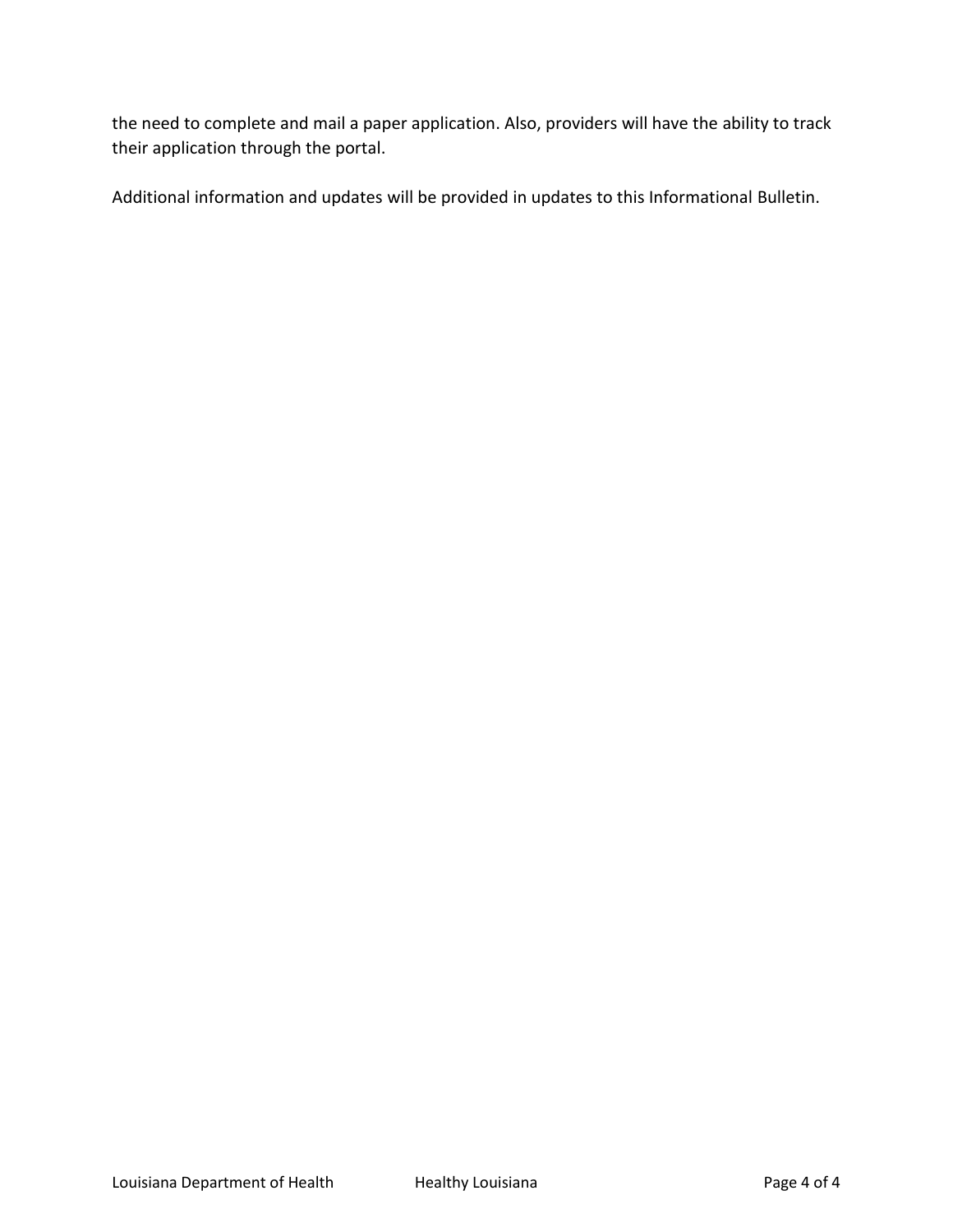the need to complete and mail a paper application. Also, providers will have the ability to track their application through the portal.

Additional information and updates will be provided in updates to this Informational Bulletin.